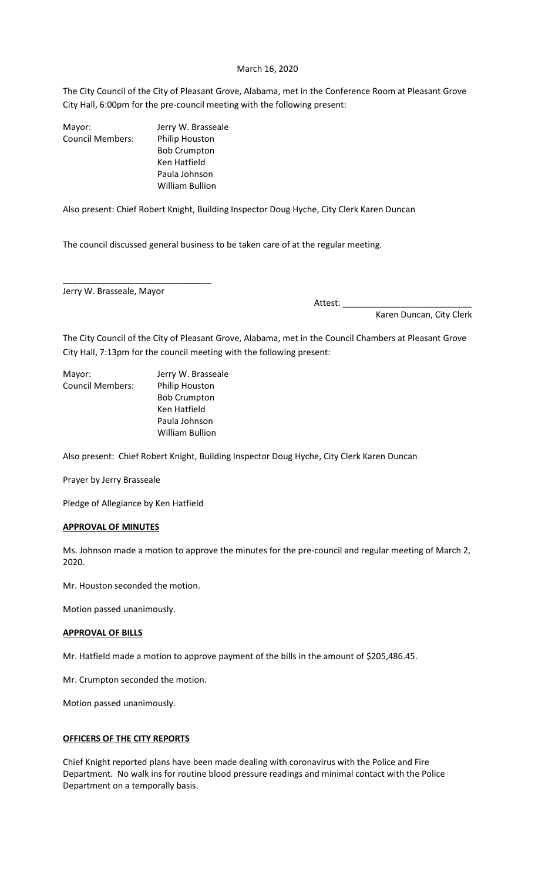March 16, 2020

The City Council of the City of Pleasant Grove, Alabama, met in the Conference Room at Pleasant Grove City Hall, 6:00pm for the pre-council meeting with the following present:

Mayor: Jerry W. Brasseale
Council Members: Philip Houston
Bob Crumpton
Ken Hatfield
Paula Johnson
William Bullion

Also present: Chief Robert Knight, Building Inspector Doug Hyche, City Clerk Karen Duncan

The council discussed general business to be taken care of at the regular meeting.

_______________________________
Jerry W. Brasseale, Mayor

Attest: ___________________________
Karen Duncan, City Clerk

The City Council of the City of Pleasant Grove, Alabama, met in the Council Chambers at Pleasant Grove City Hall, 7:13pm for the council meeting with the following present:

Mayor: Jerry W. Brasseale
Council Members: Philip Houston
Bob Crumpton
Ken Hatfield
Paula Johnson
William Bullion

Also present: Chief Robert Knight, Building Inspector Doug Hyche, City Clerk Karen Duncan

Prayer by Jerry Brasseale

Pledge of Allegiance by Ken Hatfield

**APPROVAL OF MINUTES**

Ms. Johnson made a motion to approve the minutes for the pre-council and regular meeting of March 2, 2020.

Mr. Houston seconded the motion.

Motion passed unanimously.

**APPROVAL OF BILLS**

Mr. Hatfield made a motion to approve payment of the bills in the amount of $205,486.45.

Mr. Crumpton seconded the motion.

Motion passed unanimously.

**OFFICERS OF THE CITY REPORTS**

Chief Knight reported plans have been made dealing with coronavirus with the Police and Fire Department. No walk ins for routine blood pressure readings and minimal contact with the Police Department on a temporally basis.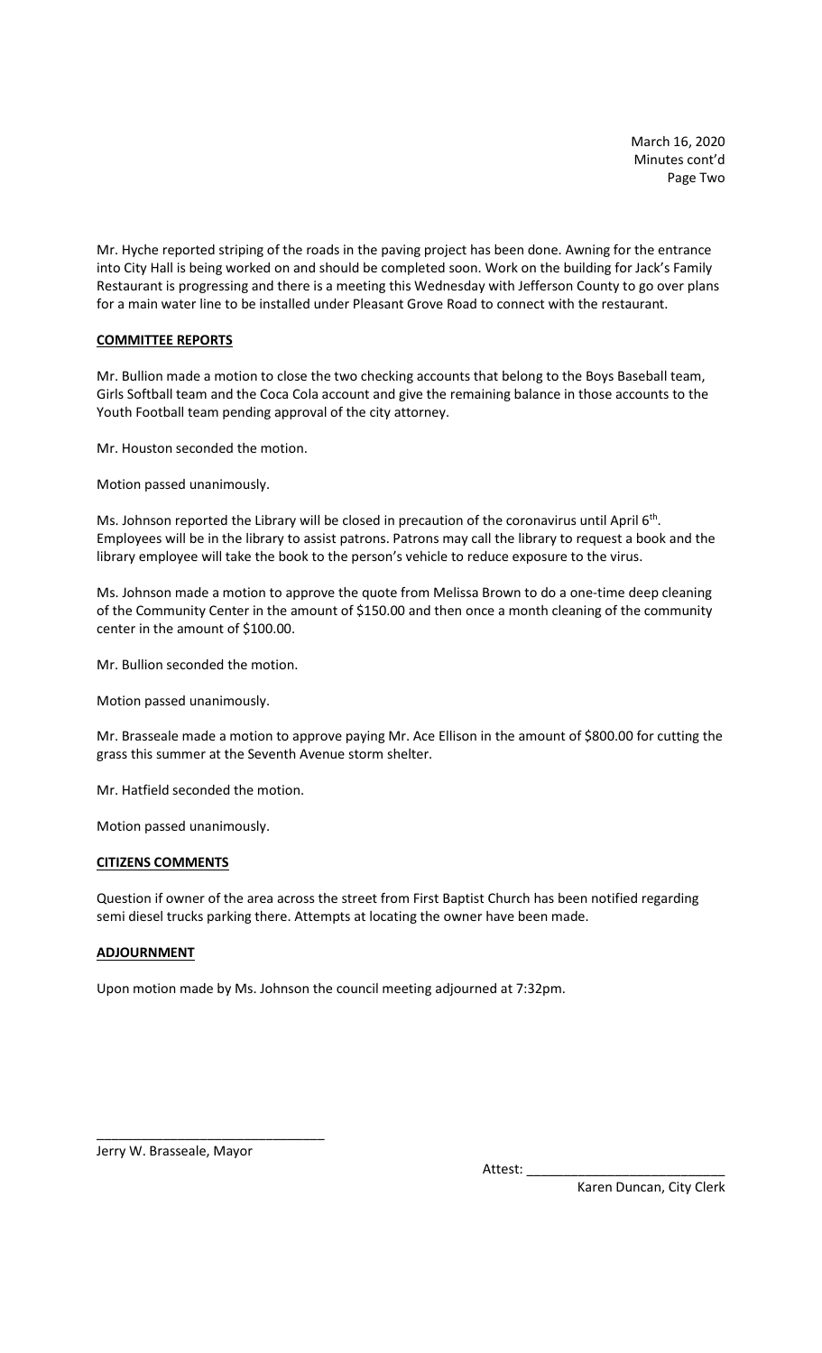March 16, 2020
Minutes cont'd
Page Two

Mr. Hyche reported striping of the roads in the paving project has been done. Awning for the entrance into City Hall is being worked on and should be completed soon. Work on the building for Jack's Family Restaurant is progressing and there is a meeting this Wednesday with Jefferson County to go over plans for a main water line to be installed under Pleasant Grove Road to connect with the restaurant.

**COMMITTEE REPORTS**

Mr. Bullion made a motion to close the two checking accounts that belong to the Boys Baseball team, Girls Softball team and the Coca Cola account and give the remaining balance in those accounts to the Youth Football team pending approval of the city attorney.

Mr. Houston seconded the motion.

Motion passed unanimously.

Ms. Johnson reported the Library will be closed in precaution of the coronavirus until April 6th. Employees will be in the library to assist patrons. Patrons may call the library to request a book and the library employee will take the book to the person's vehicle to reduce exposure to the virus.

Ms. Johnson made a motion to approve the quote from Melissa Brown to do a one-time deep cleaning of the Community Center in the amount of $150.00 and then once a month cleaning of the community center in the amount of $100.00.

Mr. Bullion seconded the motion.

Motion passed unanimously.

Mr. Brasseale made a motion to approve paying Mr. Ace Ellison in the amount of $800.00 for cutting the grass this summer at the Seventh Avenue storm shelter.

Mr. Hatfield seconded the motion.

Motion passed unanimously.

**CITIZENS COMMENTS**

Question if owner of the area across the street from First Baptist Church has been notified regarding semi diesel trucks parking there. Attempts at locating the owner have been made.

**ADJOURNMENT**

Upon motion made by Ms. Johnson the council meeting adjourned at 7:32pm.

\_\_\_\_\_\_\_\_\_\_\_\_\_\_\_\_\_\_\_\_\_\_\_\_\_\_\_\_\_\_
Jerry W. Brasseale, Mayor

Attest: \_\_\_\_\_\_\_\_\_\_\_\_\_\_\_\_\_\_\_\_\_\_\_\_\_\_\_\_
Karen Duncan, City Clerk